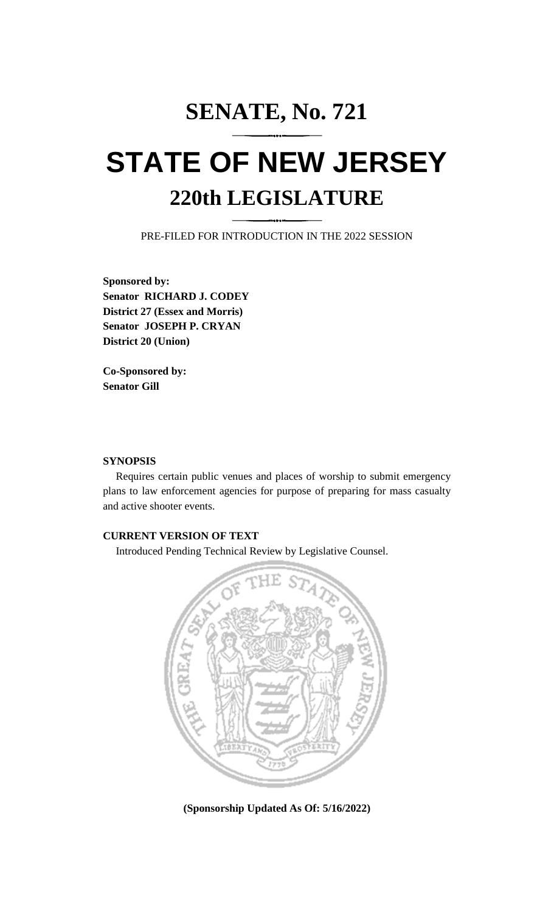# SENATE, No. 721

# STATE OF NEW JERSEY

## 220th LEGISLATURE

PRE-FILED FOR INTRODUCTION IN THE 2022 SESSION

**Sponsored by:**
**Senator RICHARD J. CODEY**
**District 27 (Essex and Morris)**
**Senator JOSEPH P. CRYAN**
**District 20 (Union)**

**Co-Sponsored by:**
**Senator Gill**

**SYNOPSIS**

Requires certain public venues and places of worship to submit emergency plans to law enforcement agencies for purpose of preparing for mass casualty and active shooter events.

**CURRENT VERSION OF TEXT**

Introduced Pending Technical Review by Legislative Counsel.

**(Sponsorship Updated As Of: 5/16/2022)**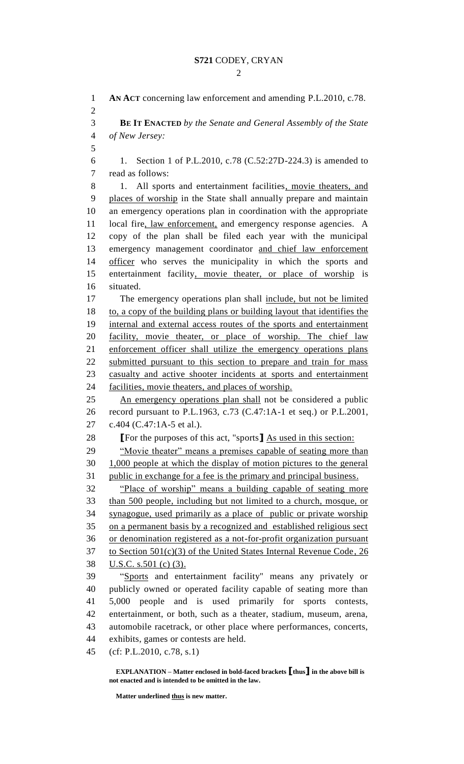**AN ACT** concerning law enforcement and amending P.L.2010, c.78.

**BE IT ENACTED** *by the Senate and General Assembly of the State of New Jersey:*

1. Section 1 of P.L.2010, c.78 (C.52:27D-224.3) is amended to read as follows:

1. All sports and entertainment facilities, movie theaters, and places of worship in the State shall annually prepare and maintain an emergency operations plan in coordination with the appropriate local fire, law enforcement, and emergency response agencies. A copy of the plan shall be filed each year with the municipal emergency management coordinator and chief law enforcement officer who serves the municipality in which the sports and entertainment facility, movie theater, or place of worship is situated.

The emergency operations plan shall include, but not be limited to, a copy of the building plans or building layout that identifies the internal and external access routes of the sports and entertainment facility, movie theater, or place of worship. The chief law enforcement officer shall utilize the emergency operations plans submitted pursuant to this section to prepare and train for mass casualty and active shooter incidents at sports and entertainment facilities, movie theaters, and places of worship.

An emergency operations plan shall not be considered a public record pursuant to P.L.1963, c.73 (C.47:1A-1 et seq.) or P.L.2001, c.404 (C.47:1A-5 et al.).

**[**For the purposes of this act, "sports**]** As used in this section:

"Movie theater" means a premises capable of seating more than 1,000 people at which the display of motion pictures to the general public in exchange for a fee is the primary and principal business.

"Place of worship" means a building capable of seating more than 500 people, including but not limited to a church, mosque, or synagogue, used primarily as a place of public or private worship on a permanent basis by a recognized and established religious sect or denomination registered as a not-for-profit organization pursuant to Section 501(c)(3) of the United States Internal Revenue Code, 26 U.S.C. s.501 (c) (3).

"Sports and entertainment facility" means any privately or publicly owned or operated facility capable of seating more than 5,000 people and is used primarily for sports contests, entertainment, or both, such as a theater, stadium, museum, arena, automobile racetrack, or other place where performances, concerts, exhibits, games or contests are held.

(cf: P.L.2010, c.78, s.1)

**EXPLANATION – Matter enclosed in bold-faced brackets [thus] in the above bill is not enacted and is intended to be omitted in the law.**

**Matter underlined thus is new matter.**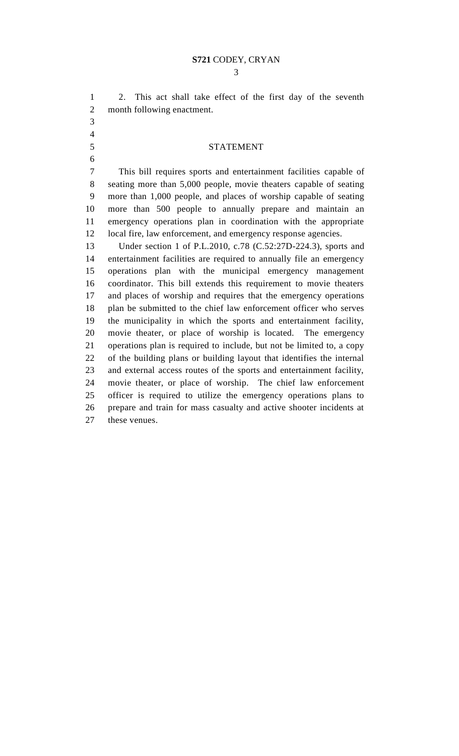2. This act shall take effect of the first day of the seventh month following enactment.

## STATEMENT

This bill requires sports and entertainment facilities capable of seating more than 5,000 people, movie theaters capable of seating more than 1,000 people, and places of worship capable of seating more than 500 people to annually prepare and maintain an emergency operations plan in coordination with the appropriate local fire, law enforcement, and emergency response agencies.

Under section 1 of P.L.2010, c.78 (C.52:27D-224.3), sports and entertainment facilities are required to annually file an emergency operations plan with the municipal emergency management coordinator. This bill extends this requirement to movie theaters and places of worship and requires that the emergency operations plan be submitted to the chief law enforcement officer who serves the municipality in which the sports and entertainment facility, movie theater, or place of worship is located. The emergency operations plan is required to include, but not be limited to, a copy of the building plans or building layout that identifies the internal and external access routes of the sports and entertainment facility, movie theater, or place of worship. The chief law enforcement officer is required to utilize the emergency operations plans to prepare and train for mass casualty and active shooter incidents at these venues.